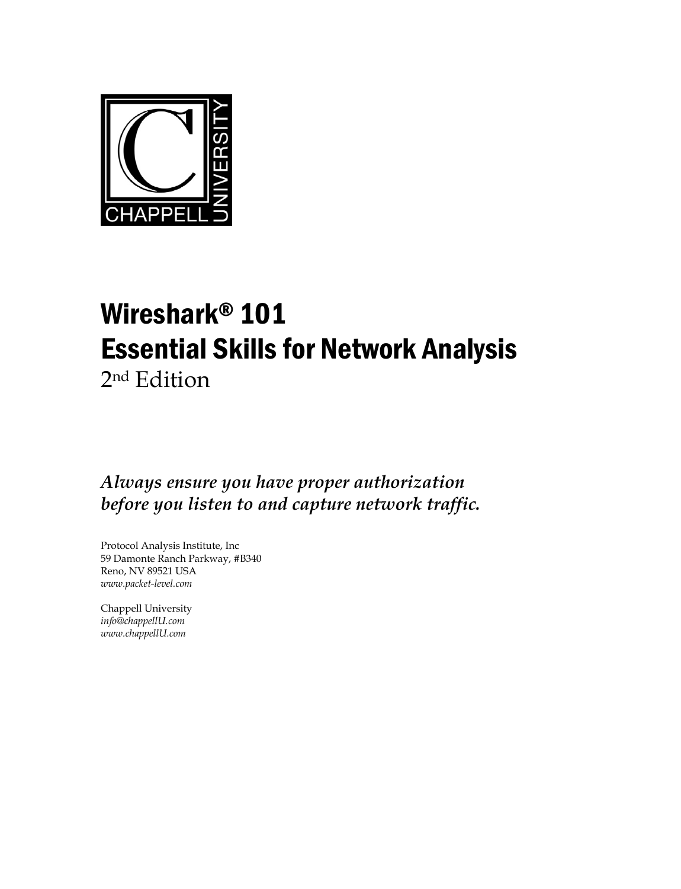# Wireshark® 101
# Essential Skills for Network Analysis

2nd Edition

***Always ensure you have proper authorization before you listen to and capture network traffic.***

Protocol Analysis Institute, Inc
59 Damonte Ranch Parkway, #B340
Reno, NV 89521 USA
*www.packet-level.com*

Chappell University
*info@chappellU.com*
*www.chappellU.com*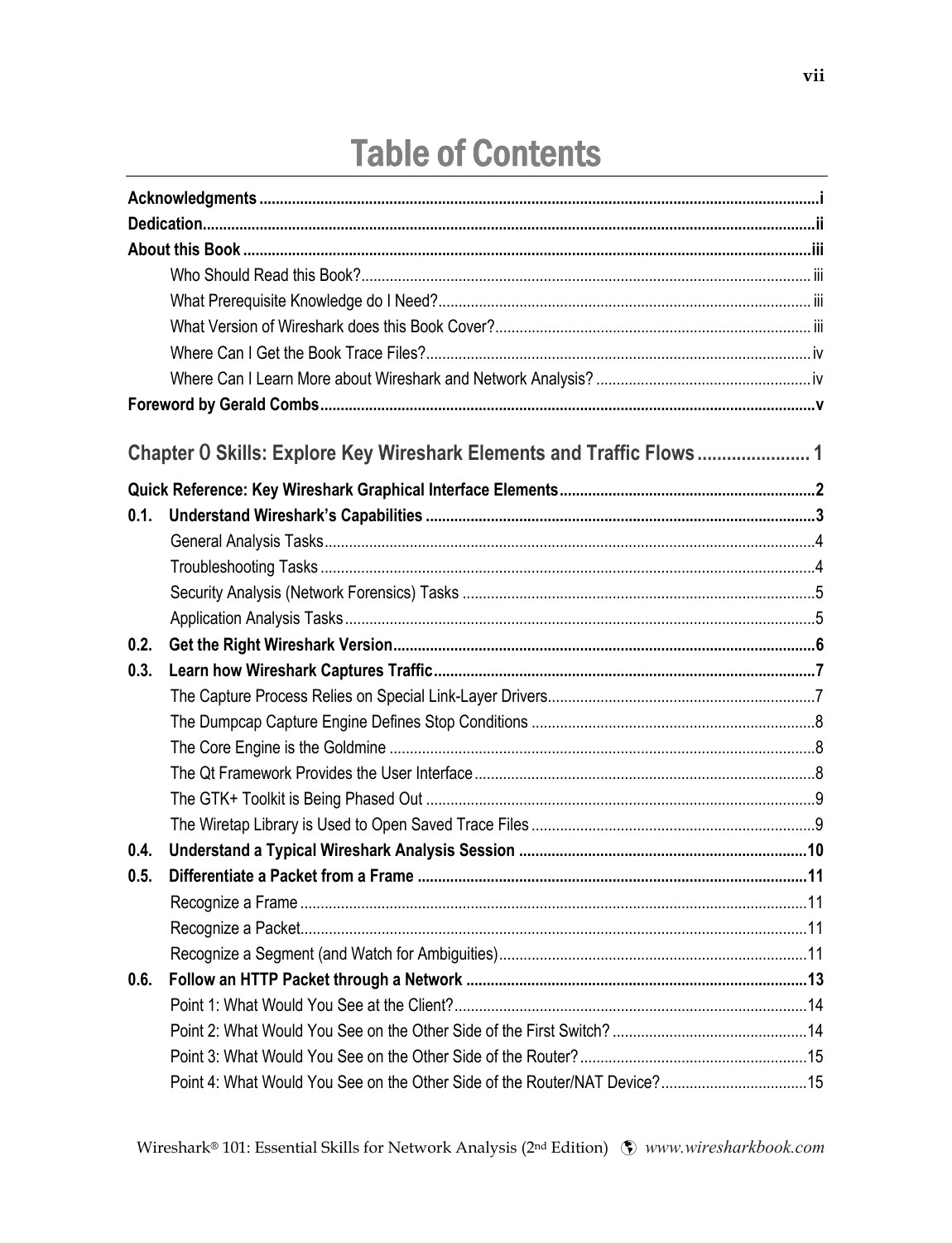# Table of Contents

**Acknowledgments** ........ i

**Dedication** ........ ii

**About this Book** ........ iii

- Who Should Read this Book? ........ iii
- What Prerequisite Knowledge do I Need? ........ iii
- What Version of Wireshark does this Book Cover? ........ iii
- Where Can I Get the Book Trace Files? ........ iv
- Where Can I Learn More about Wireshark and Network Analysis? ........ iv

**Foreword by Gerald Combs** ........ v

## Chapter 0 Skills: Explore Key Wireshark Elements and Traffic Flows ........ 1

**Quick Reference: Key Wireshark Graphical Interface Elements** ........ 2

**0.1. Understand Wireshark's Capabilities** ........ 3

- General Analysis Tasks ........ 4
- Troubleshooting Tasks ........ 4
- Security Analysis (Network Forensics) Tasks ........ 5
- Application Analysis Tasks ........ 5

**0.2. Get the Right Wireshark Version** ........ 6

**0.3. Learn how Wireshark Captures Traffic** ........ 7

- The Capture Process Relies on Special Link-Layer Drivers ........ 7
- The Dumpcap Capture Engine Defines Stop Conditions ........ 8
- The Core Engine is the Goldmine ........ 8
- The Qt Framework Provides the User Interface ........ 8
- The GTK+ Toolkit is Being Phased Out ........ 9
- The Wiretap Library is Used to Open Saved Trace Files ........ 9

**0.4. Understand a Typical Wireshark Analysis Session** ........ 10

**0.5. Differentiate a Packet from a Frame** ........ 11

- Recognize a Frame ........ 11
- Recognize a Packet ........ 11
- Recognize a Segment (and Watch for Ambiguities) ........ 11

**0.6. Follow an HTTP Packet through a Network** ........ 13

- Point 1: What Would You See at the Client? ........ 14
- Point 2: What Would You See on the Other Side of the First Switch? ........ 14
- Point 3: What Would You See on the Other Side of the Router? ........ 15
- Point 4: What Would You See on the Other Side of the Router/NAT Device? ........ 15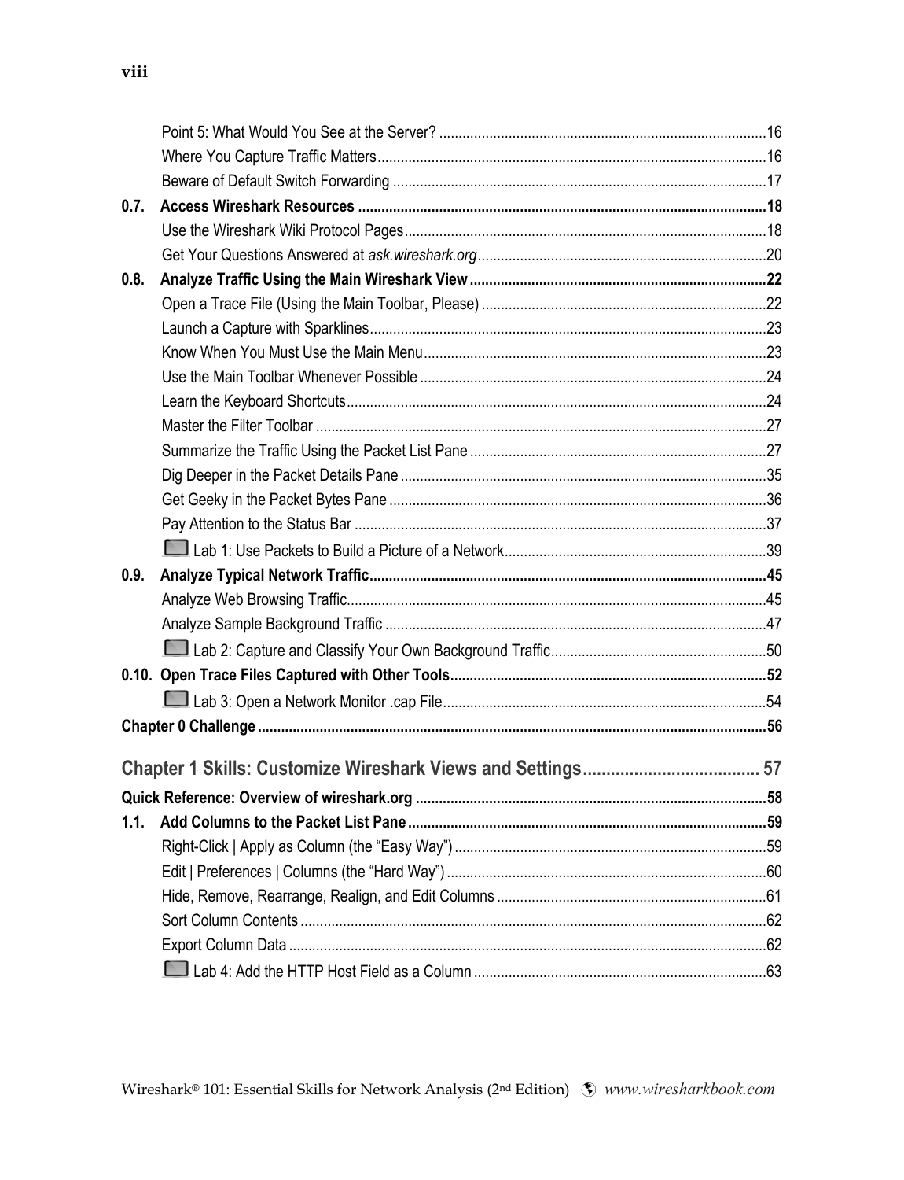Point 5: What Would You See at the Server? ....................................................16
Where You Capture Traffic Matters....................................................16
Beware of Default Switch Forwarding ....................................................17

**0.7. Access Wireshark Resources ....................................................18**

Use the Wireshark Wiki Protocol Pages....................................................18
Get Your Questions Answered at *ask.wireshark.org*....................................................20

**0.8. Analyze Traffic Using the Main Wireshark View ....................................................22**

Open a Trace File (Using the Main Toolbar, Please) ....................................................22
Launch a Capture with Sparklines....................................................23
Know When You Must Use the Main Menu....................................................23
Use the Main Toolbar Whenever Possible ....................................................24
Learn the Keyboard Shortcuts....................................................24
Master the Filter Toolbar ....................................................27
Summarize the Traffic Using the Packet List Pane ....................................................27
Dig Deeper in the Packet Details Pane ....................................................35
Get Geeky in the Packet Bytes Pane ....................................................36
Pay Attention to the Status Bar ....................................................37
Lab 1: Use Packets to Build a Picture of a Network....................................................39

**0.9. Analyze Typical Network Traffic....................................................45**

Analyze Web Browsing Traffic....................................................45
Analyze Sample Background Traffic ....................................................47
Lab 2: Capture and Classify Your Own Background Traffic....................................................50

**0.10. Open Trace Files Captured with Other Tools....................................................52**

Lab 3: Open a Network Monitor .cap File....................................................54

**Chapter 0 Challenge ....................................................56**

## Chapter 1 Skills: Customize Wireshark Views and Settings.................................... 57

**Quick Reference: Overview of wireshark.org ....................................................58**

**1.1. Add Columns to the Packet List Pane ....................................................59**

Right-Click | Apply as Column (the "Easy Way") ....................................................59
Edit | Preferences | Columns (the "Hard Way") ....................................................60
Hide, Remove, Rearrange, Realign, and Edit Columns ....................................................61
Sort Column Contents ....................................................62
Export Column Data ....................................................62
Lab 4: Add the HTTP Host Field as a Column ....................................................63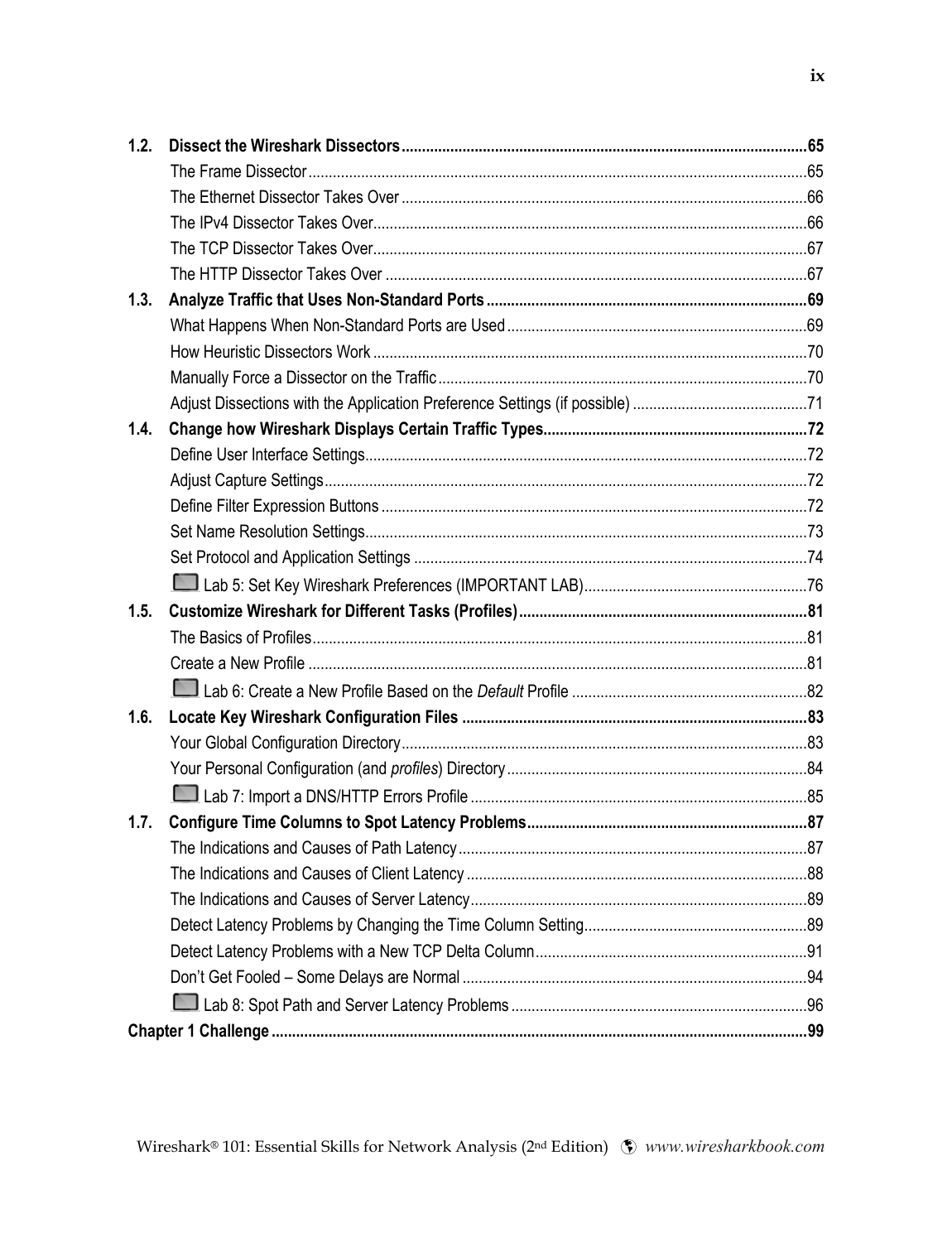**1.2. Dissect the Wireshark Dissectors** ..... **65**

- The Frame Dissector ..... 65
- The Ethernet Dissector Takes Over ..... 66
- The IPv4 Dissector Takes Over ..... 66
- The TCP Dissector Takes Over ..... 67
- The HTTP Dissector Takes Over ..... 67

**1.3. Analyze Traffic that Uses Non-Standard Ports** ..... **69**

- What Happens When Non-Standard Ports are Used ..... 69
- How Heuristic Dissectors Work ..... 70
- Manually Force a Dissector on the Traffic ..... 70
- Adjust Dissections with the Application Preference Settings (if possible) ..... 71

**1.4. Change how Wireshark Displays Certain Traffic Types** ..... **72**

- Define User Interface Settings ..... 72
- Adjust Capture Settings ..... 72
- Define Filter Expression Buttons ..... 72
- Set Name Resolution Settings ..... 73
- Set Protocol and Application Settings ..... 74
- Lab 5: Set Key Wireshark Preferences (IMPORTANT LAB) ..... 76

**1.5. Customize Wireshark for Different Tasks (Profiles)** ..... **81**

- The Basics of Profiles ..... 81
- Create a New Profile ..... 81
- Lab 6: Create a New Profile Based on the *Default* Profile ..... 82

**1.6. Locate Key Wireshark Configuration Files** ..... **83**

- Your Global Configuration Directory ..... 83
- Your Personal Configuration (and *profiles*) Directory ..... 84
- Lab 7: Import a DNS/HTTP Errors Profile ..... 85

**1.7. Configure Time Columns to Spot Latency Problems** ..... **87**

- The Indications and Causes of Path Latency ..... 87
- The Indications and Causes of Client Latency ..... 88
- The Indications and Causes of Server Latency ..... 89
- Detect Latency Problems by Changing the Time Column Setting ..... 89
- Detect Latency Problems with a New TCP Delta Column ..... 91
- Don't Get Fooled – Some Delays are Normal ..... 94
- Lab 8: Spot Path and Server Latency Problems ..... 96

**Chapter 1 Challenge** ..... **99**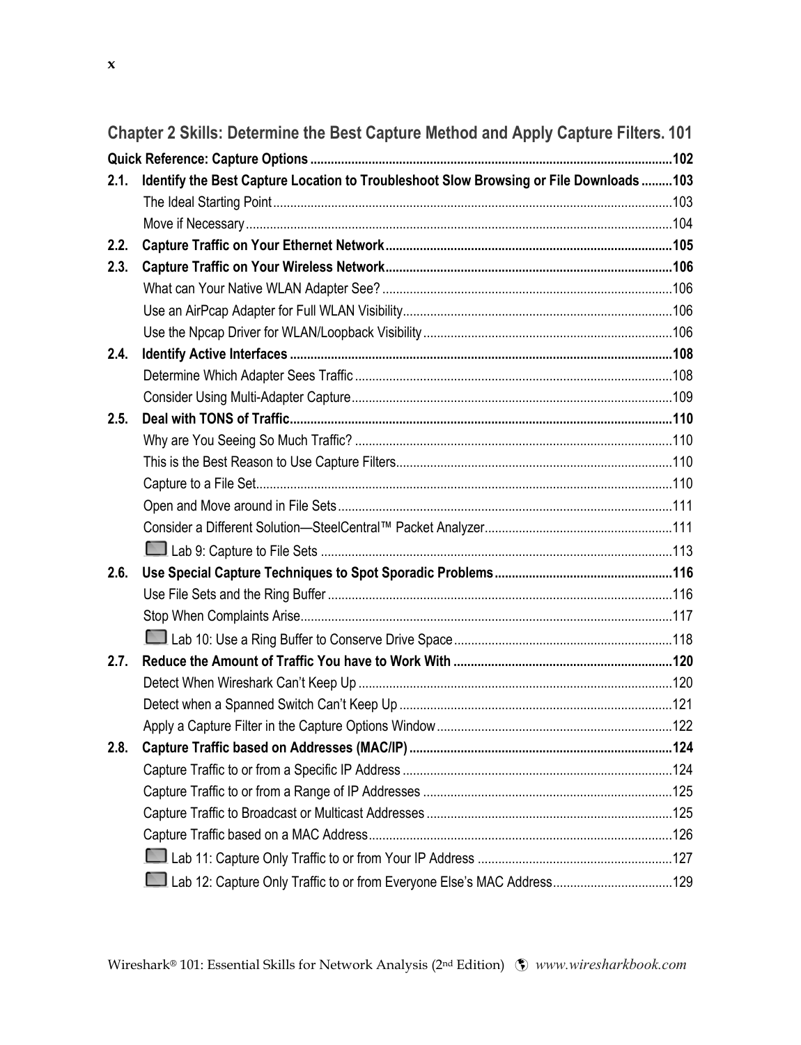## Chapter 2 Skills: Determine the Best Capture Method and Apply Capture Filters. 101

**Quick Reference: Capture Options** ........................................................................................................102

**2.1. Identify the Best Capture Location to Troubleshoot Slow Browsing or File Downloads** .........103

The Ideal Starting Point ...................................................................................................................103

Move if Necessary ...........................................................................................................................104

**2.2. Capture Traffic on Your Ethernet Network** ...................................................................................105

**2.3. Capture Traffic on Your Wireless Network** ...................................................................................106

What can Your Native WLAN Adapter See? ....................................................................................106

Use an AirPcap Adapter for Full WLAN Visibility..............................................................................106

Use the Npcap Driver for WLAN/Loopback Visibility ........................................................................106

**2.4. Identify Active Interfaces** ..............................................................................................................108

Determine Which Adapter Sees Traffic ............................................................................................108

Consider Using Multi-Adapter Capture.............................................................................................109

**2.5. Deal with TONS of Traffic**..............................................................................................................110

Why are You Seeing So Much Traffic? ............................................................................................110

This is the Best Reason to Use Capture Filters................................................................................110

Capture to a File Set.........................................................................................................................110

Open and Move around in File Sets .................................................................................................111

Consider a Different Solution—SteelCentral™ Packet Analyzer.......................................................111

Lab 9: Capture to File Sets ......................................................................................................113

**2.6. Use Special Capture Techniques to Spot Sporadic Problems**...................................................116

Use File Sets and the Ring Buffer ....................................................................................................116

Stop When Complaints Arise............................................................................................................117

Lab 10: Use a Ring Buffer to Conserve Drive Space ................................................................118

**2.7. Reduce the Amount of Traffic You have to Work With** ...............................................................120

Detect When Wireshark Can't Keep Up ...........................................................................................120

Detect when a Spanned Switch Can't Keep Up ...............................................................................121

Apply a Capture Filter in the Capture Options Window ....................................................................122

**2.8. Capture Traffic based on Addresses (MAC/IP)** ............................................................................124

Capture Traffic to or from a Specific IP Address ..............................................................................124

Capture Traffic to or from a Range of IP Addresses ........................................................................125

Capture Traffic to Broadcast or Multicast Addresses .......................................................................125

Capture Traffic based on a MAC Address........................................................................................126

Lab 11: Capture Only Traffic to or from Your IP Address .........................................................127

Lab 12: Capture Only Traffic to or from Everyone Else's MAC Address...................................129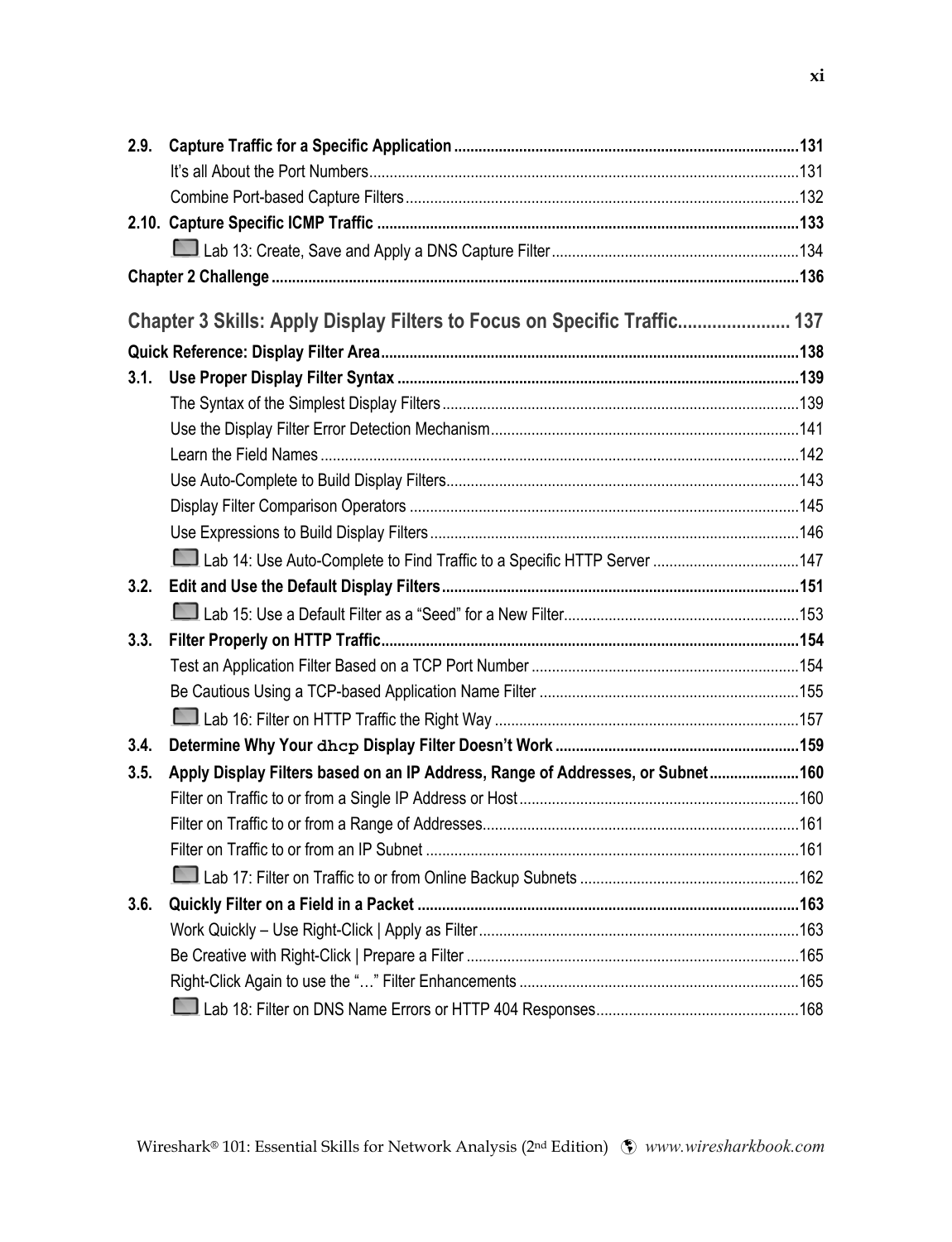**2.9. Capture Traffic for a Specific Application** ..... **131**

It's all About the Port Numbers ..... 131

Combine Port-based Capture Filters ..... 132

**2.10. Capture Specific ICMP Traffic** ..... **133**

Lab 13: Create, Save and Apply a DNS Capture Filter ..... 134

**Chapter 2 Challenge** ..... **136**

## Chapter 3 Skills: Apply Display Filters to Focus on Specific Traffic ..... 137

**Quick Reference: Display Filter Area** ..... **138**

**3.1. Use Proper Display Filter Syntax** ..... **139**

The Syntax of the Simplest Display Filters ..... 139

Use the Display Filter Error Detection Mechanism ..... 141

Learn the Field Names ..... 142

Use Auto-Complete to Build Display Filters ..... 143

Display Filter Comparison Operators ..... 145

Use Expressions to Build Display Filters ..... 146

Lab 14: Use Auto-Complete to Find Traffic to a Specific HTTP Server ..... 147

**3.2. Edit and Use the Default Display Filters** ..... **151**

Lab 15: Use a Default Filter as a "Seed" for a New Filter ..... 153

**3.3. Filter Properly on HTTP Traffic** ..... **154**

Test an Application Filter Based on a TCP Port Number ..... 154

Be Cautious Using a TCP-based Application Name Filter ..... 155

Lab 16: Filter on HTTP Traffic the Right Way ..... 157

**3.4. Determine Why Your `dhcp` Display Filter Doesn't Work** ..... **159**

**3.5. Apply Display Filters based on an IP Address, Range of Addresses, or Subnet** ..... **160**

Filter on Traffic to or from a Single IP Address or Host ..... 160

Filter on Traffic to or from a Range of Addresses ..... 161

Filter on Traffic to or from an IP Subnet ..... 161

Lab 17: Filter on Traffic to or from Online Backup Subnets ..... 162

**3.6. Quickly Filter on a Field in a Packet** ..... **163**

Work Quickly – Use Right-Click | Apply as Filter ..... 163

Be Creative with Right-Click | Prepare a Filter ..... 165

Right-Click Again to use the "…" Filter Enhancements ..... 165

Lab 18: Filter on DNS Name Errors or HTTP 404 Responses ..... 168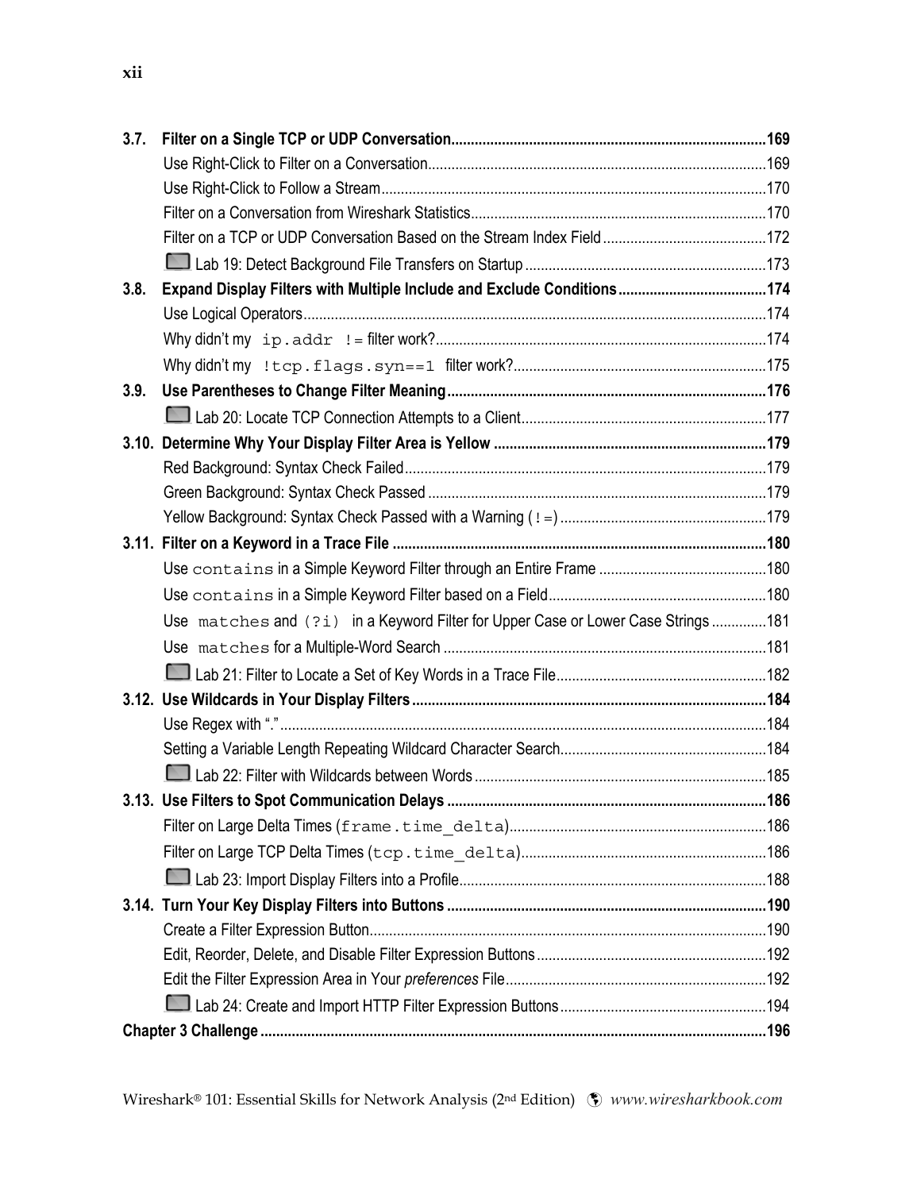**3.7. Filter on a Single TCP or UDP Conversation....................169**

Use Right-Click to Filter on a Conversation....................169

Use Right-Click to Follow a Stream....................170

Filter on a Conversation from Wireshark Statistics....................170

Filter on a TCP or UDP Conversation Based on the Stream Index Field....................172

Lab 19: Detect Background File Transfers on Startup....................173

**3.8. Expand Display Filters with Multiple Include and Exclude Conditions....................174**

Use Logical Operators....................174

Why didn't my `ip.addr !=` filter work?....................174

Why didn't my `!tcp.flags.syn==1` filter work?....................175

**3.9. Use Parentheses to Change Filter Meaning....................176**

Lab 20: Locate TCP Connection Attempts to a Client....................177

**3.10. Determine Why Your Display Filter Area is Yellow....................179**

Red Background: Syntax Check Failed....................179

Green Background: Syntax Check Passed....................179

Yellow Background: Syntax Check Passed with a Warning (`!=`)....................179

**3.11. Filter on a Keyword in a Trace File....................180**

Use `contains` in a Simple Keyword Filter through an Entire Frame....................180

Use `contains` in a Simple Keyword Filter based on a Field....................180

Use `matches` and `(?i)` in a Keyword Filter for Upper Case or Lower Case Strings....................181

Use `matches` for a Multiple-Word Search....................181

Lab 21: Filter to Locate a Set of Key Words in a Trace File....................182

**3.12. Use Wildcards in Your Display Filters....................184**

Use Regex with "."....................184

Setting a Variable Length Repeating Wildcard Character Search....................184

Lab 22: Filter with Wildcards between Words....................185

**3.13. Use Filters to Spot Communication Delays....................186**

Filter on Large Delta Times (`frame.time_delta`)....................186

Filter on Large TCP Delta Times (`tcp.time_delta`)....................186

Lab 23: Import Display Filters into a Profile....................188

**3.14. Turn Your Key Display Filters into Buttons....................190**

Create a Filter Expression Button....................190

Edit, Reorder, Delete, and Disable Filter Expression Buttons....................192

Edit the Filter Expression Area in Your *preferences* File....................192

Lab 24: Create and Import HTTP Filter Expression Buttons....................194

**Chapter 3 Challenge....................196**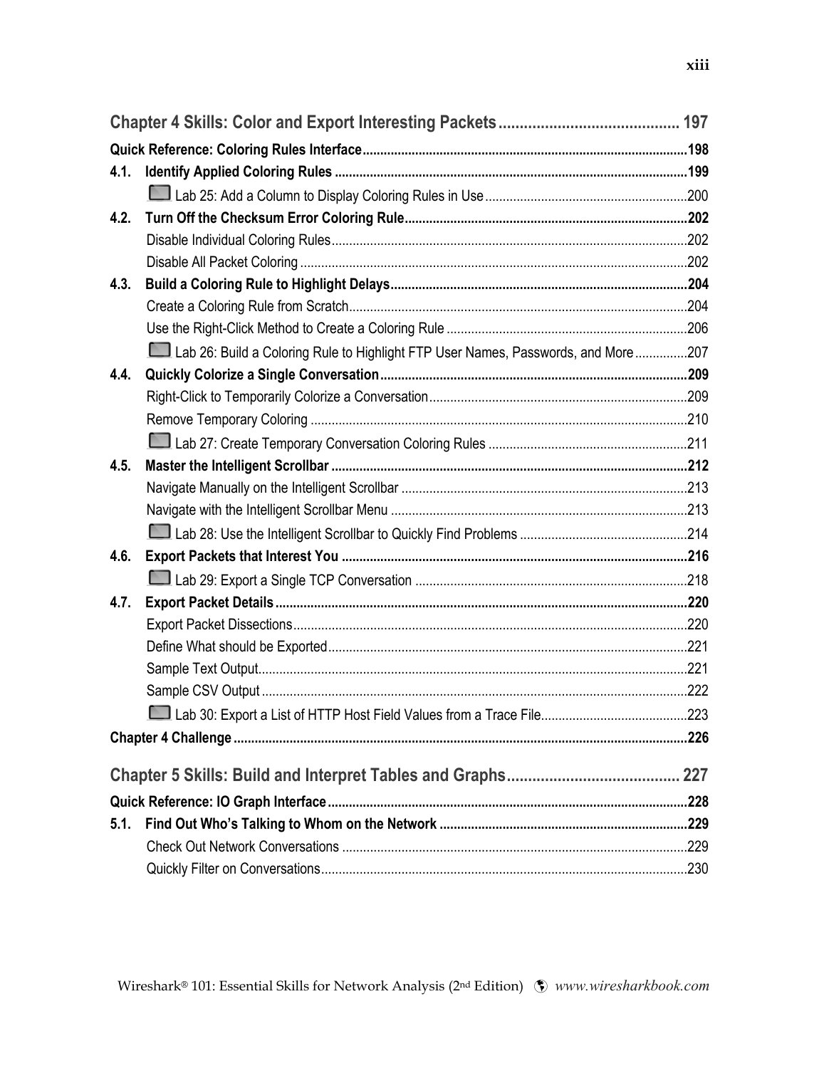## Chapter 4 Skills: Color and Export Interesting Packets .......... 197

**Quick Reference: Coloring Rules Interface** .......... 198

**4.1. Identify Applied Coloring Rules** .......... 199

- Lab 25: Add a Column to Display Coloring Rules in Use .......... 200

**4.2. Turn Off the Checksum Error Coloring Rule** .......... 202

- Disable Individual Coloring Rules .......... 202
- Disable All Packet Coloring .......... 202

**4.3. Build a Coloring Rule to Highlight Delays** .......... 204

- Create a Coloring Rule from Scratch .......... 204
- Use the Right-Click Method to Create a Coloring Rule .......... 206
- Lab 26: Build a Coloring Rule to Highlight FTP User Names, Passwords, and More .......... 207

**4.4. Quickly Colorize a Single Conversation** .......... 209

- Right-Click to Temporarily Colorize a Conversation .......... 209
- Remove Temporary Coloring .......... 210
- Lab 27: Create Temporary Conversation Coloring Rules .......... 211

**4.5. Master the Intelligent Scrollbar** .......... 212

- Navigate Manually on the Intelligent Scrollbar .......... 213
- Navigate with the Intelligent Scrollbar Menu .......... 213
- Lab 28: Use the Intelligent Scrollbar to Quickly Find Problems .......... 214

**4.6. Export Packets that Interest You** .......... 216

- Lab 29: Export a Single TCP Conversation .......... 218

**4.7. Export Packet Details** .......... 220

- Export Packet Dissections .......... 220
- Define What should be Exported .......... 221
- Sample Text Output .......... 221
- Sample CSV Output .......... 222
- Lab 30: Export a List of HTTP Host Field Values from a Trace File .......... 223

**Chapter 4 Challenge** .......... 226

## Chapter 5 Skills: Build and Interpret Tables and Graphs .......... 227

**Quick Reference: IO Graph Interface** .......... 228

**5.1. Find Out Who's Talking to Whom on the Network** .......... 229

- Check Out Network Conversations .......... 229
- Quickly Filter on Conversations .......... 230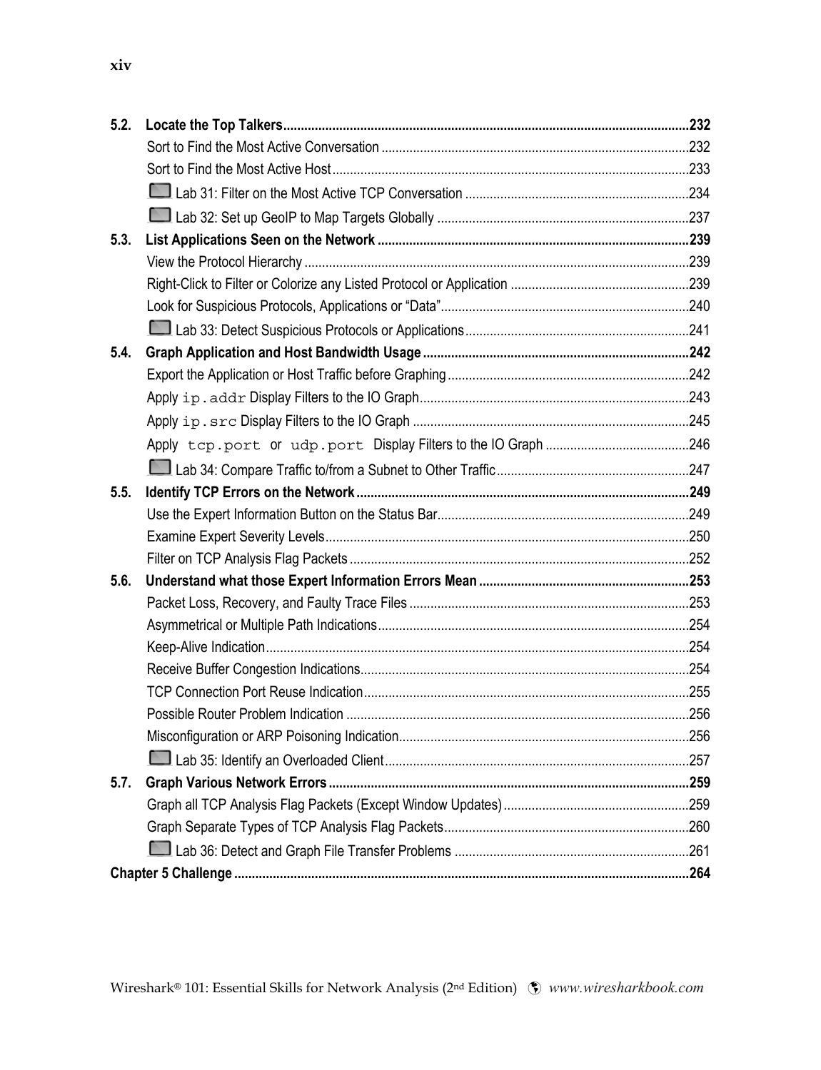| | | |
|---|---|---|
| **5.2.** | **Locate the Top Talkers** | **232** |
| | Sort to Find the Most Active Conversation | 232 |
| | Sort to Find the Most Active Host | 233 |
| | Lab 31: Filter on the Most Active TCP Conversation | 234 |
| | Lab 32: Set up GeoIP to Map Targets Globally | 237 |
| **5.3.** | **List Applications Seen on the Network** | **239** |
| | View the Protocol Hierarchy | 239 |
| | Right-Click to Filter or Colorize any Listed Protocol or Application | 239 |
| | Look for Suspicious Protocols, Applications or "Data" | 240 |
| | Lab 33: Detect Suspicious Protocols or Applications | 241 |
| **5.4.** | **Graph Application and Host Bandwidth Usage** | **242** |
| | Export the Application or Host Traffic before Graphing | 242 |
| | Apply `ip.addr` Display Filters to the IO Graph | 243 |
| | Apply `ip.src` Display Filters to the IO Graph | 245 |
| | Apply `tcp.port` or `udp.port` Display Filters to the IO Graph | 246 |
| | Lab 34: Compare Traffic to/from a Subnet to Other Traffic | 247 |
| **5.5.** | **Identify TCP Errors on the Network** | **249** |
| | Use the Expert Information Button on the Status Bar | 249 |
| | Examine Expert Severity Levels | 250 |
| | Filter on TCP Analysis Flag Packets | 252 |
| **5.6.** | **Understand what those Expert Information Errors Mean** | **253** |
| | Packet Loss, Recovery, and Faulty Trace Files | 253 |
| | Asymmetrical or Multiple Path Indications | 254 |
| | Keep-Alive Indication | 254 |
| | Receive Buffer Congestion Indications | 254 |
| | TCP Connection Port Reuse Indication | 255 |
| | Possible Router Problem Indication | 256 |
| | Misconfiguration or ARP Poisoning Indication | 256 |
| | Lab 35: Identify an Overloaded Client | 257 |
| **5.7.** | **Graph Various Network Errors** | **259** |
| | Graph all TCP Analysis Flag Packets (Except Window Updates) | 259 |
| | Graph Separate Types of TCP Analysis Flag Packets | 260 |
| | Lab 36: Detect and Graph File Transfer Problems | 261 |
| **Chapter 5 Challenge** | | **264** |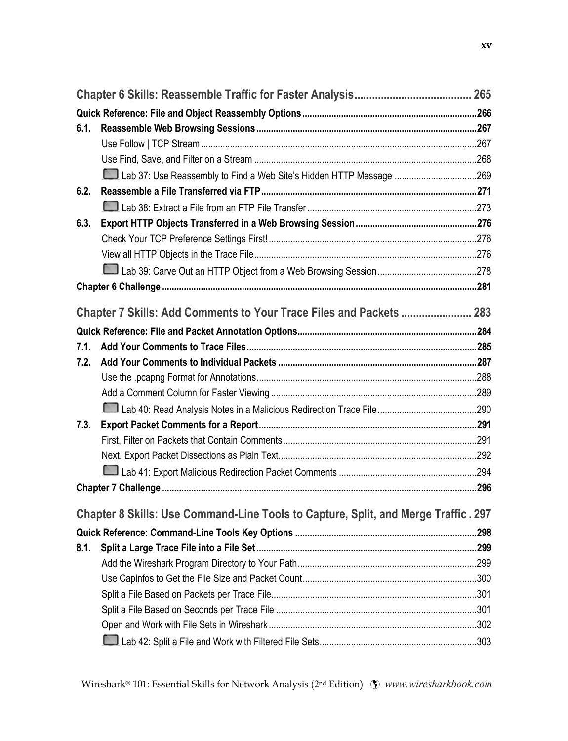## Chapter 6 Skills: Reassemble Traffic for Faster Analysis ........................................ 265

**Quick Reference: File and Object Reassembly Options ........................................ 266**

**6.1. Reassemble Web Browsing Sessions ........................................ 267**

- Use Follow | TCP Stream ........................................ 267
- Use Find, Save, and Filter on a Stream ........................................ 268
- Lab 37: Use Reassembly to Find a Web Site's Hidden HTTP Message ........................................ 269

**6.2. Reassemble a File Transferred via FTP ........................................ 271**

- Lab 38: Extract a File from an FTP File Transfer ........................................ 273

**6.3. Export HTTP Objects Transferred in a Web Browsing Session ........................................ 276**

- Check Your TCP Preference Settings First! ........................................ 276
- View all HTTP Objects in the Trace File ........................................ 276
- Lab 39: Carve Out an HTTP Object from a Web Browsing Session ........................................ 278

**Chapter 6 Challenge ........................................ 281**

## Chapter 7 Skills: Add Comments to Your Trace Files and Packets ........................................ 283

**Quick Reference: File and Packet Annotation Options ........................................ 284**

**7.1. Add Your Comments to Trace Files ........................................ 285**

**7.2. Add Your Comments to Individual Packets ........................................ 287**

- Use the .pcapng Format for Annotations ........................................ 288
- Add a Comment Column for Faster Viewing ........................................ 289
- Lab 40: Read Analysis Notes in a Malicious Redirection Trace File ........................................ 290

**7.3. Export Packet Comments for a Report ........................................ 291**

- First, Filter on Packets that Contain Comments ........................................ 291
- Next, Export Packet Dissections as Plain Text ........................................ 292
- Lab 41: Export Malicious Redirection Packet Comments ........................................ 294

**Chapter 7 Challenge ........................................ 296**

## Chapter 8 Skills: Use Command-Line Tools to Capture, Split, and Merge Traffic . 297

**Quick Reference: Command-Line Tools Key Options ........................................ 298**

**8.1. Split a Large Trace File into a File Set ........................................ 299**

- Add the Wireshark Program Directory to Your Path ........................................ 299
- Use Capinfos to Get the File Size and Packet Count ........................................ 300
- Split a File Based on Packets per Trace File ........................................ 301
- Split a File Based on Seconds per Trace File ........................................ 301
- Open and Work with File Sets in Wireshark ........................................ 302
- Lab 42: Split a File and Work with Filtered File Sets ........................................ 303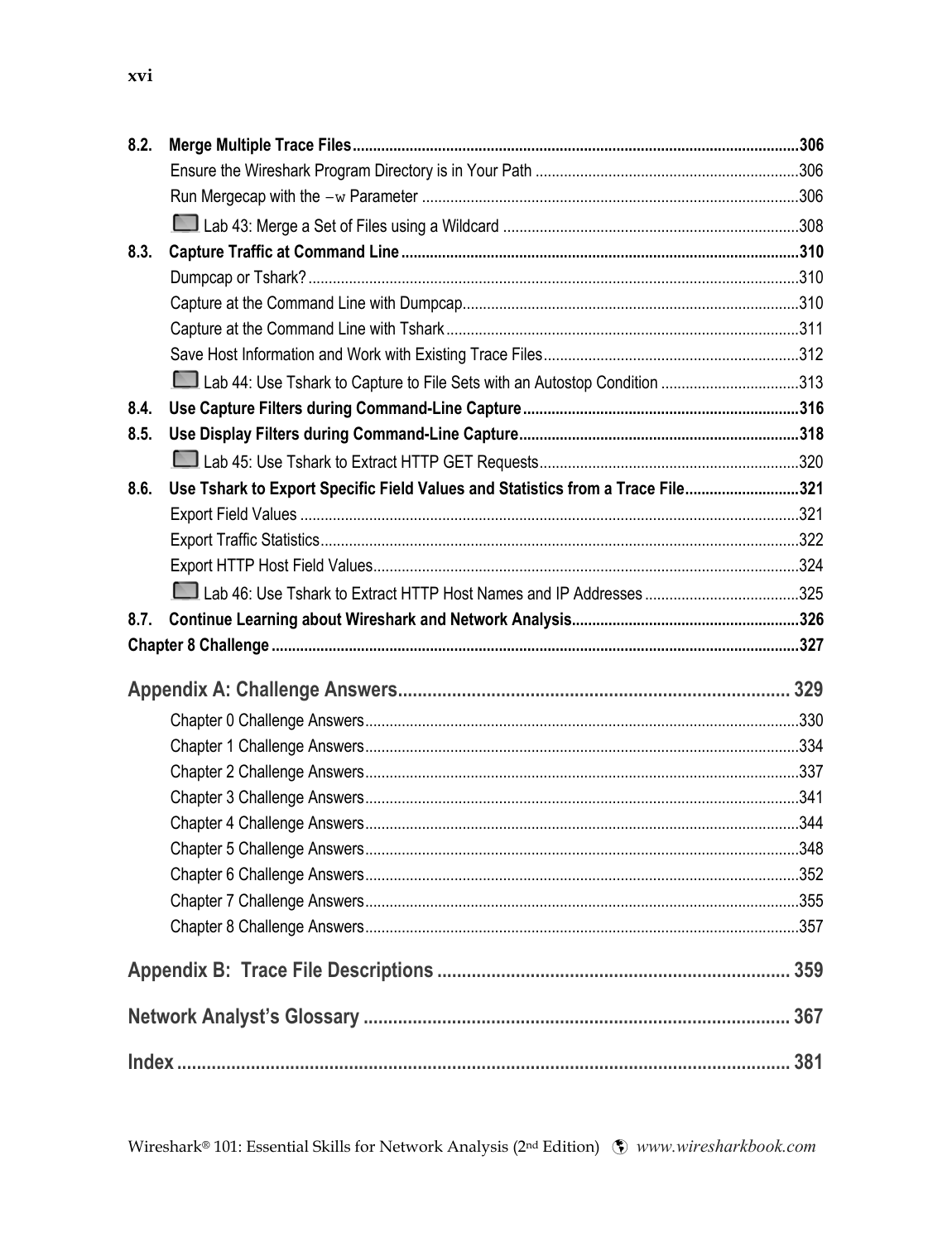**8.2. Merge Multiple Trace Files** ..... 306

Ensure the Wireshark Program Directory is in Your Path ..... 306

Run Mergecap with the `-w` Parameter ..... 306

Lab 43: Merge a Set of Files using a Wildcard ..... 308

**8.3. Capture Traffic at Command Line** ..... 310

Dumpcap or Tshark? ..... 310

Capture at the Command Line with Dumpcap ..... 310

Capture at the Command Line with Tshark ..... 311

Save Host Information and Work with Existing Trace Files ..... 312

Lab 44: Use Tshark to Capture to File Sets with an Autostop Condition ..... 313

**8.4. Use Capture Filters during Command-Line Capture** ..... 316

**8.5. Use Display Filters during Command-Line Capture** ..... 318

Lab 45: Use Tshark to Extract HTTP GET Requests ..... 320

**8.6. Use Tshark to Export Specific Field Values and Statistics from a Trace File** ..... 321

Export Field Values ..... 321

Export Traffic Statistics ..... 322

Export HTTP Host Field Values ..... 324

Lab 46: Use Tshark to Extract HTTP Host Names and IP Addresses ..... 325

**8.7. Continue Learning about Wireshark and Network Analysis** ..... 326

**Chapter 8 Challenge** ..... 327

## Appendix A: Challenge Answers ..... 329

Chapter 0 Challenge Answers ..... 330

Chapter 1 Challenge Answers ..... 334

Chapter 2 Challenge Answers ..... 337

Chapter 3 Challenge Answers ..... 341

Chapter 4 Challenge Answers ..... 344

Chapter 5 Challenge Answers ..... 348

Chapter 6 Challenge Answers ..... 352

Chapter 7 Challenge Answers ..... 355

Chapter 8 Challenge Answers ..... 357

## Appendix B: Trace File Descriptions ..... 359

## Network Analyst's Glossary ..... 367

## Index ..... 381